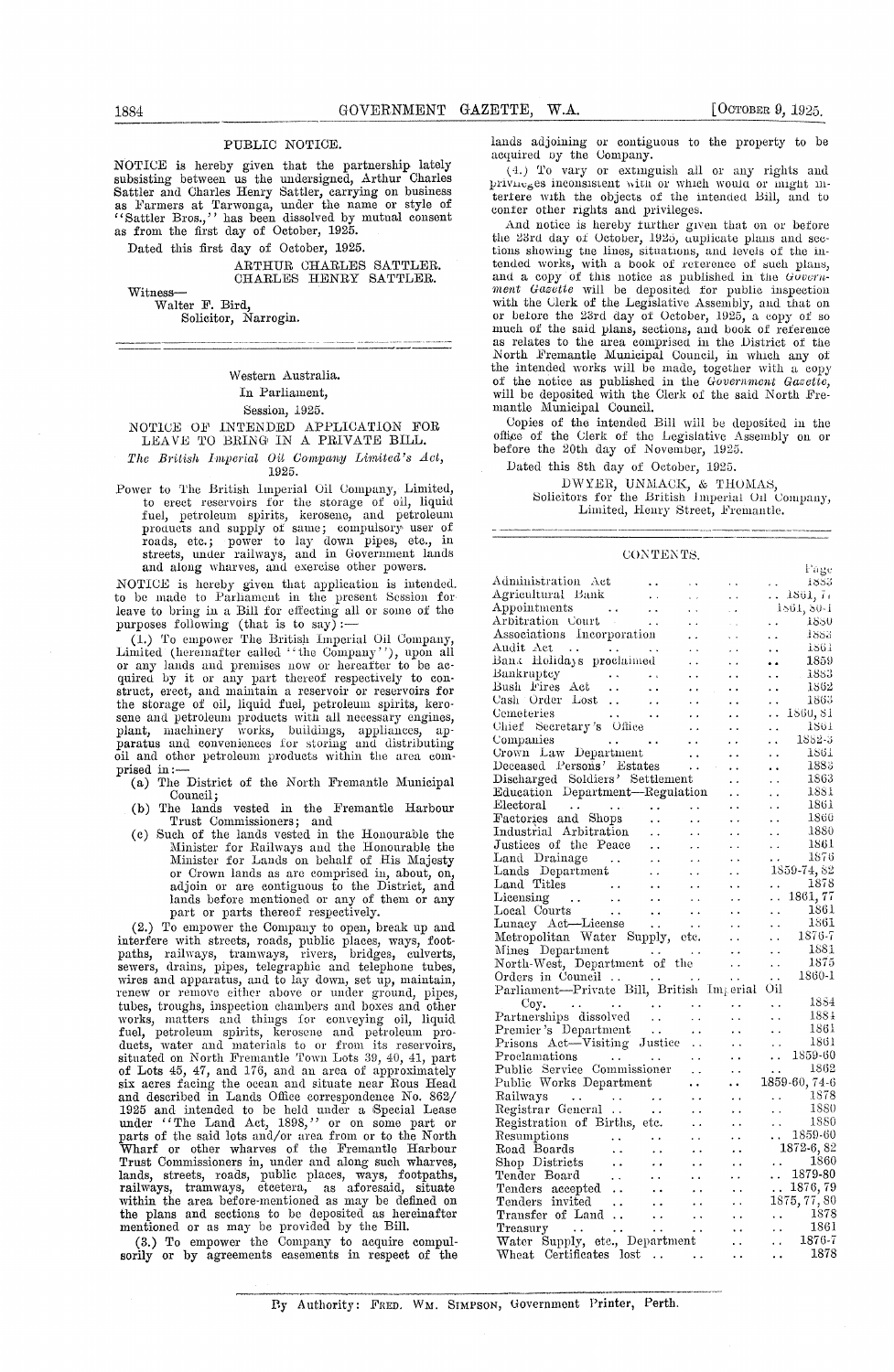## PUBLIC NOTICE.

NOTICE is hereby given that the partnership lately subsisting between us the undersigned, Arthur Charles Sattler and Charles Henry Sattler, carrying on business as Farmers at Tarwonga, under the name or style of "Sattler Bros.," has been dissolved by mutual consent as from the first day of October, 1925.

Dated this first day of October, 1925.

ARTHUR CHARLES SATTLER.
CHARLES HENRY SATTLER.

Witness—
Walter F. Bird,
Solicitor, Narrogin.

---

Western Australia.
In Parliament,
Session, 1925.

## NOTICE OF INTENDED APPLICATION FOR LEAVE TO BRING IN A PRIVATE BILL.

*The British Imperial Oil Company Limited's Act, 1925.*

Power to The British Imperial Oil Company, Limited, to erect reservoirs for the storage of oil, liquid fuel, petroleum spirits, kerosene, and petroleum products and supply of same; compulsory user of roads, etc.; power to lay down pipes, etc., in streets, under railways, and in Government lands and along wharves, and exercise other powers.

NOTICE is hereby given that application is intended to be made to Parliament in the present Session for leave to bring in a Bill for effecting all or some of the purposes following (that is to say):—

(1.) To empower The British Imperial Oil Company, Limited (hereinafter called "the Company"), upon all or any lands and premises now or hereafter to be acquired by it or any part thereof respectively to construct, erect, and maintain a reservoir or reservoirs for the storage of oil, liquid fuel, petroleum spirits, kerosene and petroleum products with all necessary engines, plant, machinery works, buildings, appliances, apparatus and conveniences for storing and distributing oil and other petroleum products within the area comprised in:—

(a) The District of the North Fremantle Municipal Council;
(b) The lands vested in the Fremantle Harbour Trust Commissioners; and
(c) Such of the lands vested in the Honourable the Minister for Railways and the Honourable the Minister for Lands on behalf of His Majesty or Crown lands as are comprised in, about, on, adjoin or are contiguous to the District, and lands before mentioned or any of them or any part or parts thereof respectively.

(2.) To empower the Company to open, break up and interfere with streets, roads, public places, ways, footpaths, railways, tramways, rivers, bridges, culverts, sewers, drains, pipes, telegraphic and telephone tubes, wires and apparatus, and to lay down, set up, maintain, renew or remove either above or under ground, pipes, tubes, troughs, inspection chambers and boxes and other works, matters and things for conveying oil, liquid fuel, petroleum spirits, kerosene and petroleum products, water and materials to or from its reservoirs, situated on North Fremantle Town Lots 39, 40, 41, part of Lots 45, 47, and 176, and an area of approximately six acres facing the ocean and situate near Rous Head and described in Lands Office correspondence No. 862/1925 and intended to be held under a Special Lease under "The Land Act, 1898," or on some part or parts of the said lots and/or area from or to the North Wharf or other wharves of the Fremantle Harbour Trust Commissioners in, under and along such wharves, lands, streets, roads, public places, ways, footpaths, railways, tramways, etcetera, as aforesaid, situate within the area before-mentioned as may be defined on the plans and sections to be deposited as hereinafter mentioned or as may be provided by the Bill.

(3.) To empower the Company to acquire compulsorily or by agreements easements in respect of the lands adjoining or contiguous to the property to be acquired by the Company.

(4.) To vary or extinguish all or any rights and privileges inconsistent with or which would or might interfere with the objects of the intended Bill, and to confer other rights and privileges.

And notice is hereby further given that on or before the 23rd day of October, 1925, duplicate plans and sections showing the lines, situations, and levels of the intended works, with a book of reference to such plans, and a copy of this notice as published in the *Government Gazette* will be deposited for public inspection with the Clerk of the Legislative Assembly, and that on or before the 23rd day of October, 1925, a copy of so much of the said plans, sections, and book of reference as relates to the area comprised in the District of the North Fremantle Municipal Council, in which any of the intended works will be made, together with a copy of the notice as published in the *Government Gazette*, will be deposited with the Clerk of the said North Fremantle Municipal Council.

Copies of the intended Bill will be deposited in the office of the Clerk of the Legislative Assembly on or before the 20th day of November, 1925.

Dated this 8th day of October, 1925.

DWYER, UNMACK, & THOMAS,
Solicitors for the British Imperial Oil Company, Limited, Henry Street, Fremantle.

---

## CONTENTS.

| | Page |
|---|---|
| Administration Act | 1883 |
| Agricultural Bank | 1861, 77 |
| Appointments | 1861, 80-1 |
| Arbitration Court | 1880 |
| Associations Incorporation | 1883 |
| Audit Act | 1861 |
| Bank Holidays proclaimed | 1859 |
| Bankruptcy | 1883 |
| Bush Fires Act | 1862 |
| Cash Order Lost | 1863 |
| Cemeteries | 1860, 81 |
| Chief Secretary's Office | 1861 |
| Companies | 1882-3 |
| Crown Law Department | 1861 |
| Deceased Persons' Estates | 1883 |
| Discharged Soldiers' Settlement | 1863 |
| Education Department—Regulation | 1881 |
| Electoral | 1861 |
| Factories and Shops | 1860 |
| Industrial Arbitration | 1880 |
| Justices of the Peace | 1861 |
| Land Drainage | 1876 |
| Lands Department | 1859-74, 82 |
| Land Titles | 1878 |
| Licensing | 1861, 77 |
| Local Courts | 1861 |
| Lunacy Act—License | 1861 |
| Metropolitan Water Supply, etc. | 1876-7 |
| Mines Department | 1881 |
| North-West, Department of the | 1875 |
| Orders in Council | 1860-1 |
| Parliament—Private Bill, British Imperial Oil Coy. | 1884 |
| Partnerships dissolved | 1884 |
| Premier's Department | 1861 |
| Prisons Act—Visiting Justice | 1861 |
| Proclamations | 1859-60 |
| Public Service Commissioner | 1862 |
| Public Works Department | 1859-60, 74-6 |
| Railways | 1878 |
| Registrar General | 1880 |
| Registration of Births, etc. | 1880 |
| Resumptions | 1859-60 |
| Road Boards | 1872-6, 82 |
| Shop Districts | 1860 |
| Tender Board | 1879-80 |
| Tenders accepted | 1876, 79 |
| Tenders invited | 1875, 77, 80 |
| Transfer of Land | 1878 |
| Treasury | 1861 |
| Water Supply, etc., Department | 1876-7 |
| Wheat Certificates lost | 1878 |

---

By Authority: FRED. WM. SIMPSON, Government Printer, Perth.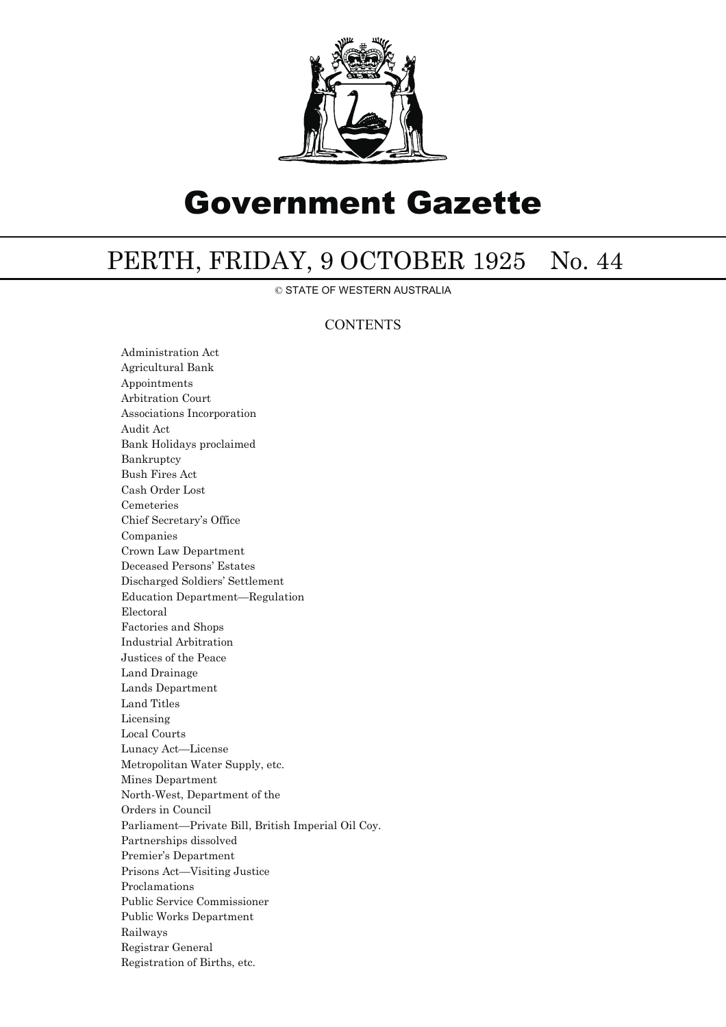# Government Gazette

## PERTH, FRIDAY, 9 OCTOBER 1925 No. 44

© STATE OF WESTERN AUSTRALIA

### CONTENTS

Administration Act
Agricultural Bank
Appointments
Arbitration Court
Associations Incorporation
Audit Act
Bank Holidays proclaimed
Bankruptcy
Bush Fires Act
Cash Order Lost
Cemeteries
Chief Secretary's Office
Companies
Crown Law Department
Deceased Persons' Estates
Discharged Soldiers' Settlement
Education Department—Regulation
Electoral
Factories and Shops
Industrial Arbitration
Justices of the Peace
Land Drainage
Lands Department
Land Titles
Licensing
Local Courts
Lunacy Act—License
Metropolitan Water Supply, etc.
Mines Department
North-West, Department of the
Orders in Council
Parliament—Private Bill, British Imperial Oil Coy.
Partnerships dissolved
Premier's Department
Prisons Act—Visiting Justice
Proclamations
Public Service Commissioner
Public Works Department
Railways
Registrar General
Registration of Births, etc.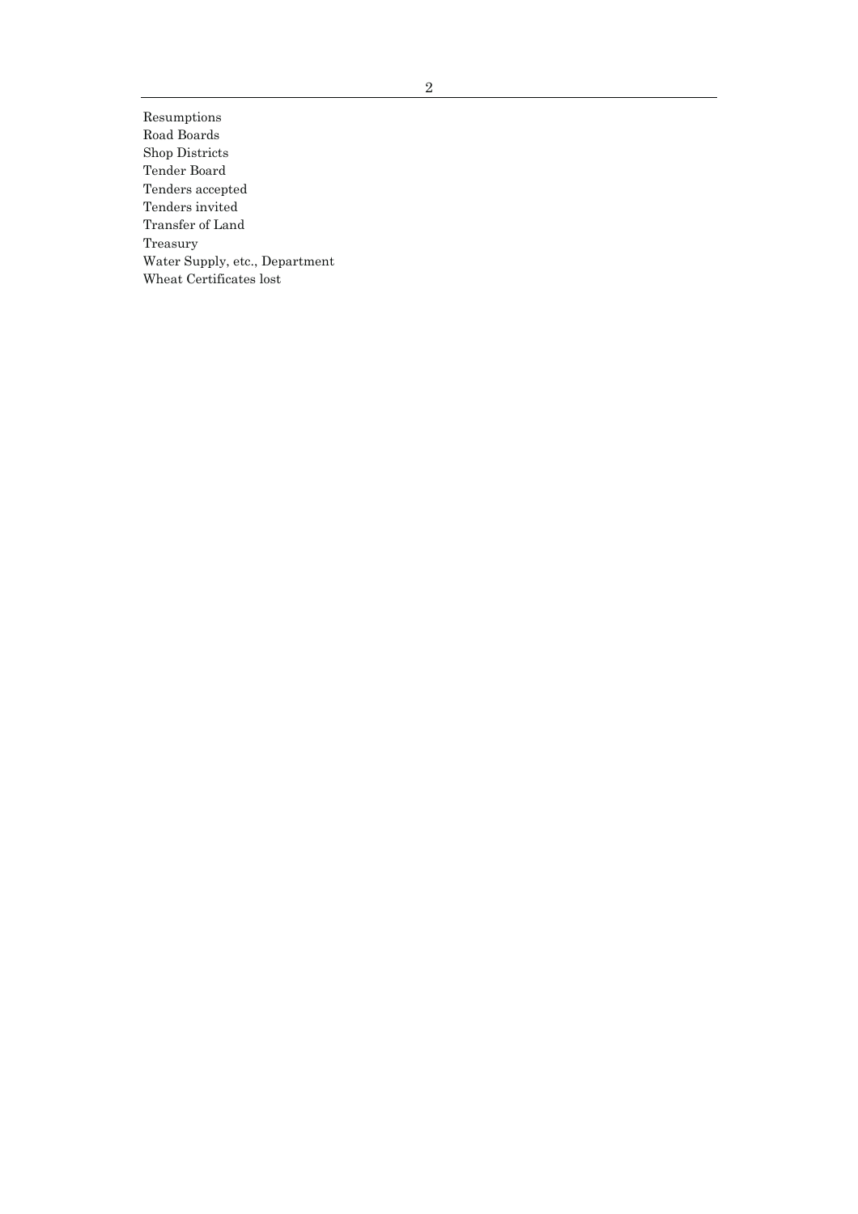Resumptions
Road Boards
Shop Districts
Tender Board
Tenders accepted
Tenders invited
Transfer of Land
Treasury
Water Supply, etc., Department
Wheat Certificates lost